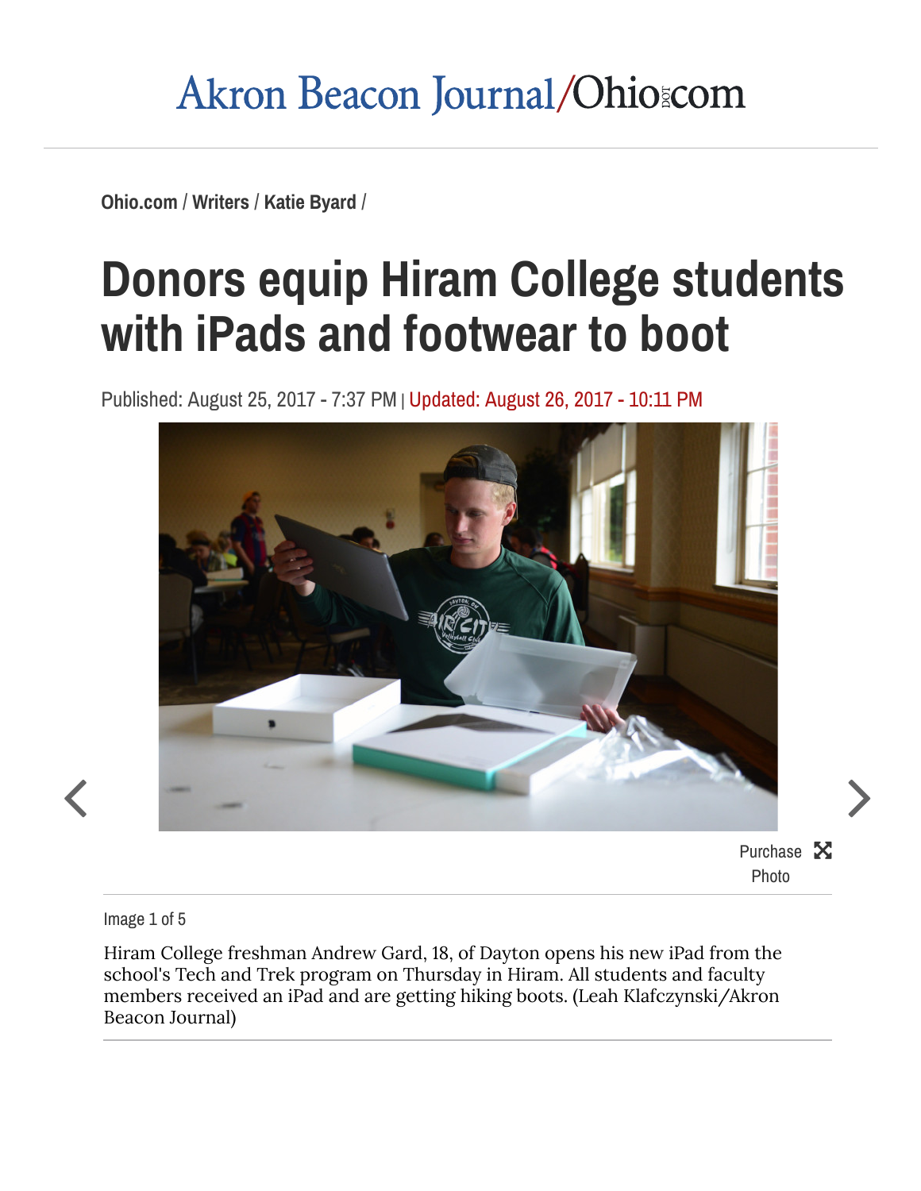Akron Beacon Journal/Ohio.com

Ohio.com / Writers / Katie Byard /

# Donors equip Hiram College students with iPads and footwear to boot

Published: August 25, 2017 - 7:37 PM | Updated: August 26, 2017 - 10:11 PM

Purchase Photo

Image 1 of 5

Hiram College freshman Andrew Gard, 18, of Dayton opens his new iPad from the school's Tech and Trek program on Thursday in Hiram. All students and faculty members received an iPad and are getting hiking boots. (Leah Klafczynski/Akron Beacon Journal)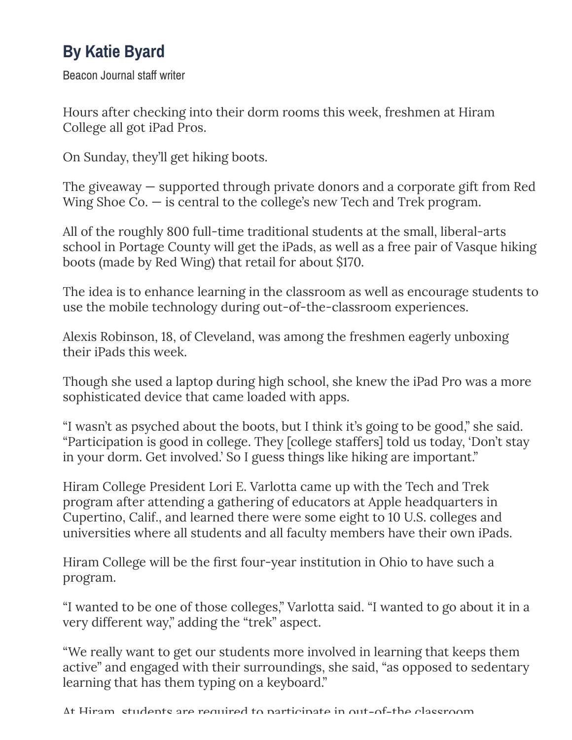**By Katie Byard**

Beacon Journal staff writer

Hours after checking into their dorm rooms this week, freshmen at Hiram College all got iPad Pros.

On Sunday, they'll get hiking boots.

The giveaway — supported through private donors and a corporate gift from Red Wing Shoe Co. — is central to the college's new Tech and Trek program.

All of the roughly 800 full-time traditional students at the small, liberal-arts school in Portage County will get the iPads, as well as a free pair of Vasque hiking boots (made by Red Wing) that retail for about $170.

The idea is to enhance learning in the classroom as well as encourage students to use the mobile technology during out-of-the-classroom experiences.

Alexis Robinson, 18, of Cleveland, was among the freshmen eagerly unboxing their iPads this week.

Though she used a laptop during high school, she knew the iPad Pro was a more sophisticated device that came loaded with apps.

"I wasn't as psyched about the boots, but I think it's going to be good," she said. "Participation is good in college. They [college staffers] told us today, 'Don't stay in your dorm. Get involved.' So I guess things like hiking are important."

Hiram College President Lori E. Varlotta came up with the Tech and Trek program after attending a gathering of educators at Apple headquarters in Cupertino, Calif., and learned there were some eight to 10 U.S. colleges and universities where all students and all faculty members have their own iPads.

Hiram College will be the first four-year institution in Ohio to have such a program.

"I wanted to be one of those colleges," Varlotta said. "I wanted to go about it in a very different way," adding the "trek" aspect.

"We really want to get our students more involved in learning that keeps them active" and engaged with their surroundings, she said, "as opposed to sedentary learning that has them typing on a keyboard."

At Hiram, students are required to participate in out-of-the classroom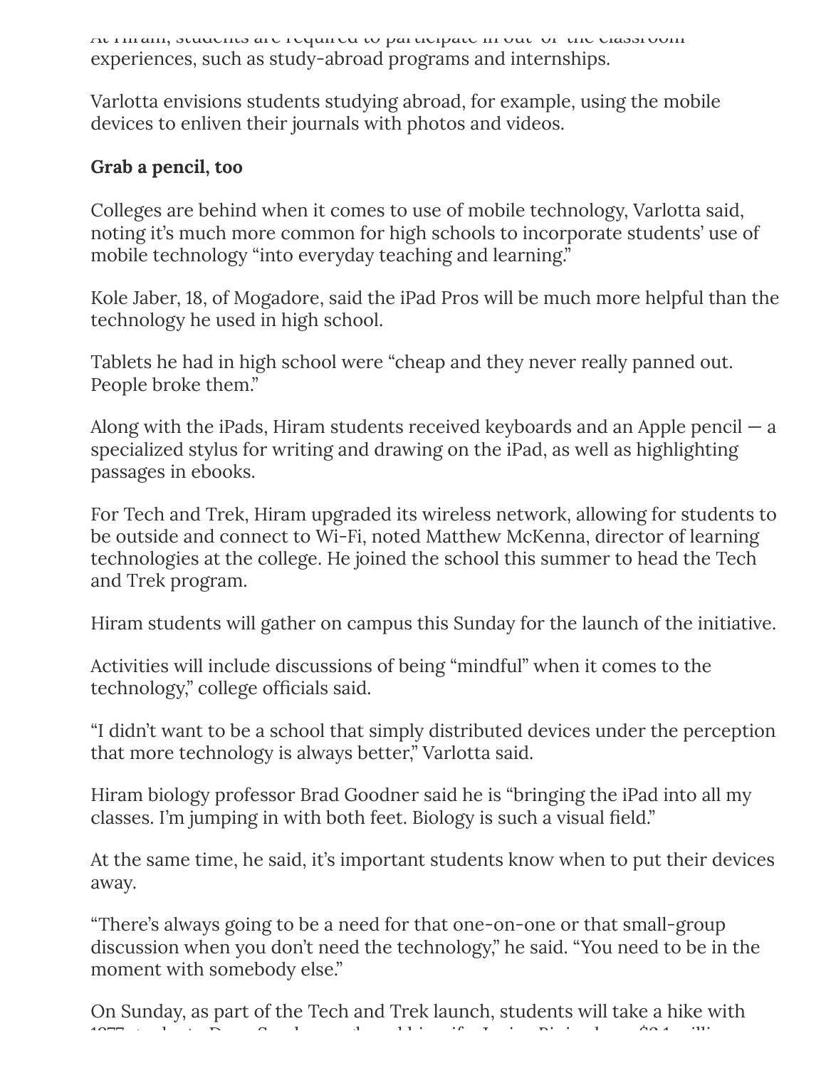At Hiram, students are required to participate in out-of-the-classroom experiences, such as study-abroad programs and internships.

Varlotta envisions students studying abroad, for example, using the mobile devices to enliven their journals with photos and videos.

**Grab a pencil, too**

Colleges are behind when it comes to use of mobile technology, Varlotta said, noting it's much more common for high schools to incorporate students' use of mobile technology "into everyday teaching and learning."

Kole Jaber, 18, of Mogadore, said the iPad Pros will be much more helpful than the technology he used in high school.

Tablets he had in high school were "cheap and they never really panned out. People broke them."

Along with the iPads, Hiram students received keyboards and an Apple pencil — a specialized stylus for writing and drawing on the iPad, as well as highlighting passages in ebooks.

For Tech and Trek, Hiram upgraded its wireless network, allowing for students to be outside and connect to Wi-Fi, noted Matthew McKenna, director of learning technologies at the college. He joined the school this summer to head the Tech and Trek program.

Hiram students will gather on campus this Sunday for the launch of the initiative.

Activities will include discussions of being "mindful" when it comes to the technology," college officials said.

"I didn't want to be a school that simply distributed devices under the perception that more technology is always better," Varlotta said.

Hiram biology professor Brad Goodner said he is "bringing the iPad into all my classes. I'm jumping in with both feet. Biology is such a visual field."

At the same time, he said, it's important students know when to put their devices away.

"There's always going to be a need for that one-on-one or that small-group discussion when you don't need the technology," he said. "You need to be in the moment with somebody else."

On Sunday, as part of the Tech and Trek launch, students will take a hike with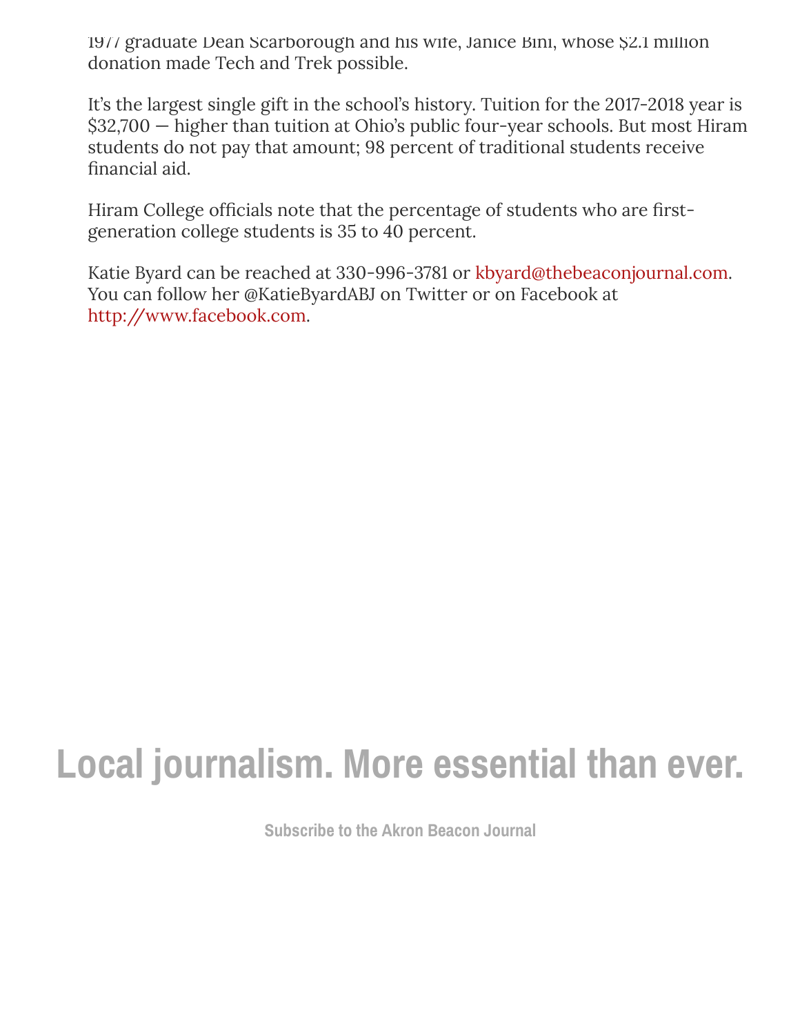1977 graduate Dean Scarborough and his wife, Janice Bini, whose $2.1 million donation made Tech and Trek possible.

It's the largest single gift in the school's history. Tuition for the 2017-2018 year is $32,700 — higher than tuition at Ohio's public four-year schools. But most Hiram students do not pay that amount; 98 percent of traditional students receive financial aid.

Hiram College officials note that the percentage of students who are first-generation college students is 35 to 40 percent.

Katie Byard can be reached at 330-996-3781 or kbyard@thebeaconjournal.com. You can follow her @KatieByardABJ on Twitter or on Facebook at http://www.facebook.com.

**Local journalism. More essential than ever.**

Subscribe to the Akron Beacon Journal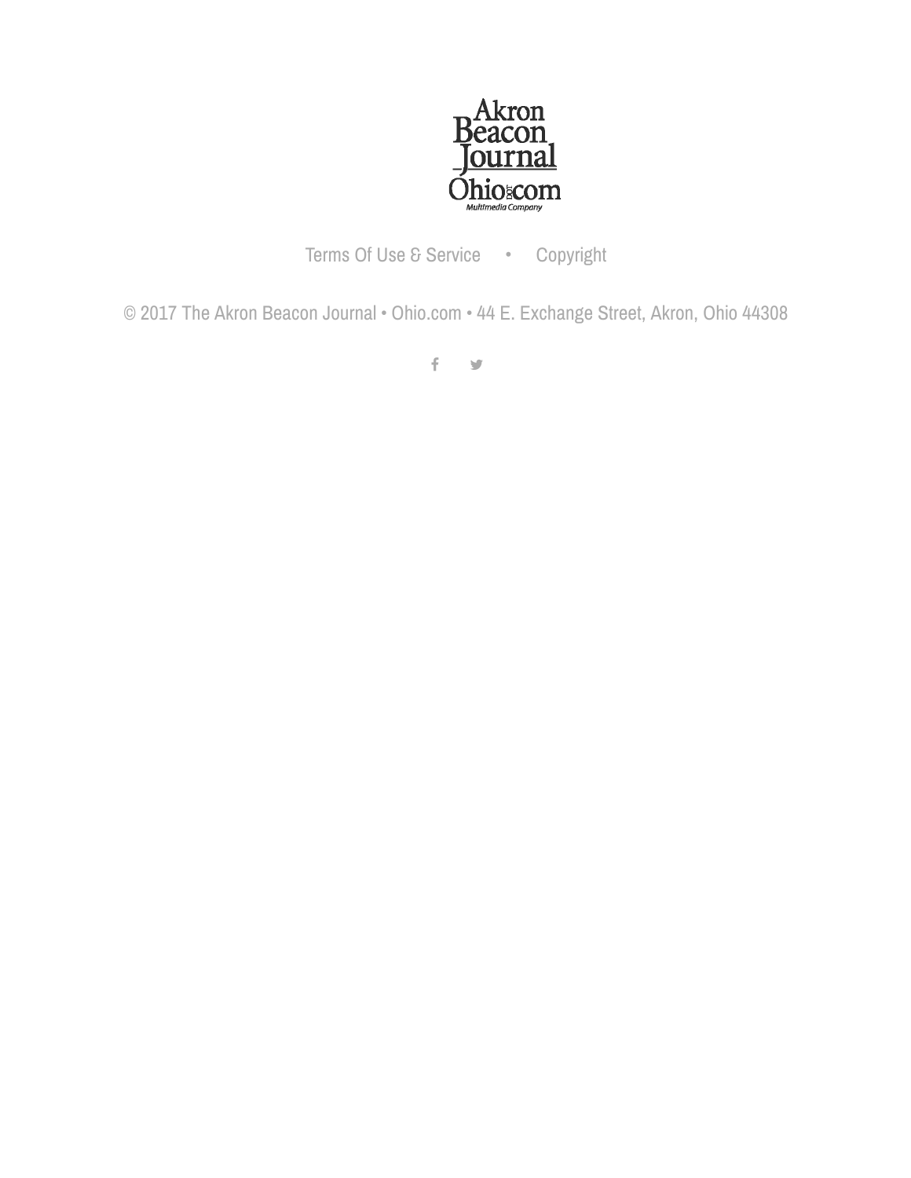Akron Beacon Journal Ohio.com Multimedia Company

Terms Of Use & Service • Copyright

© 2017 The Akron Beacon Journal • Ohio.com • 44 E. Exchange Street, Akron, Ohio 44308